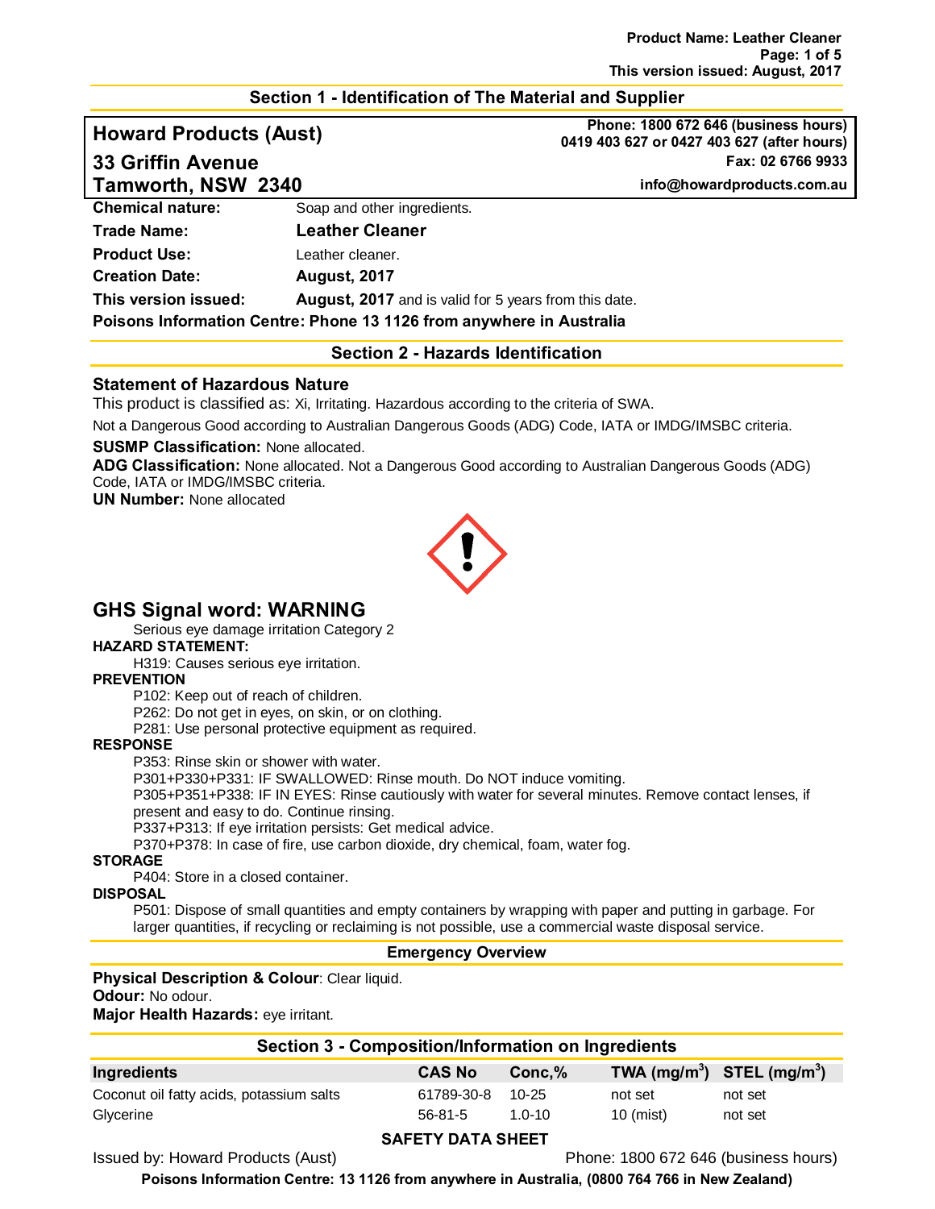## Section 1 - Identification of The Material and Supplier

**Howard Products (Aust)**
**33 Griffin Avenue**
**Tamworth, NSW 2340**

**Phone: 1800 672 646 (business hours)**
**0419 403 627 or 0427 403 627 (after hours)**
**Fax: 02 6766 9933**
**info@howardproducts.com.au**

**Chemical nature:** Soap and other ingredients.

**Trade Name:** **Leather Cleaner**

**Product Use:** Leather cleaner.

**Creation Date:** **August, 2017**

**This version issued:** **August, 2017** and is valid for 5 years from this date.

**Poisons Information Centre: Phone 13 1126 from anywhere in Australia**

## Section 2 - Hazards Identification

### Statement of Hazardous Nature

This product is classified as: Xi, Irritating. Hazardous according to the criteria of SWA.

Not a Dangerous Good according to Australian Dangerous Goods (ADG) Code, IATA or IMDG/IMSBC criteria.

**SUSMP Classification:** None allocated.
**ADG Classification:** None allocated. Not a Dangerous Good according to Australian Dangerous Goods (ADG) Code, IATA or IMDG/IMSBC criteria.
**UN Number:** None allocated

## GHS Signal word: WARNING

Serious eye damage irritation Category 2

**HAZARD STATEMENT:**

H319: Causes serious eye irritation.

**PREVENTION**

P102: Keep out of reach of children.
P262: Do not get in eyes, on skin, or on clothing.
P281: Use personal protective equipment as required.

**RESPONSE**

P353: Rinse skin or shower with water.
P301+P330+P331: IF SWALLOWED: Rinse mouth. Do NOT induce vomiting.
P305+P351+P338: IF IN EYES: Rinse cautiously with water for several minutes. Remove contact lenses, if present and easy to do. Continue rinsing.
P337+P313: If eye irritation persists: Get medical advice.
P370+P378: In case of fire, use carbon dioxide, dry chemical, foam, water fog.

**STORAGE**

P404: Store in a closed container.

**DISPOSAL**

P501: Dispose of small quantities and empty containers by wrapping with paper and putting in garbage. For larger quantities, if recycling or reclaiming is not possible, use a commercial waste disposal service.

### Emergency Overview

**Physical Description & Colour**: Clear liquid.
**Odour:** No odour.
**Major Health Hazards:** eye irritant.

## Section 3 - Composition/Information on Ingredients

| Ingredients | CAS No | Conc,% | TWA ($mg/m^3$) | STEL ($mg/m^3$) |
|---|---|---|---|---|
| Coconut oil fatty acids, potassium salts | 61789-30-8 | 10-25 | not set | not set |
| Glycerine | 56-81-5 | 1.0-10 | 10 (mist) | not set |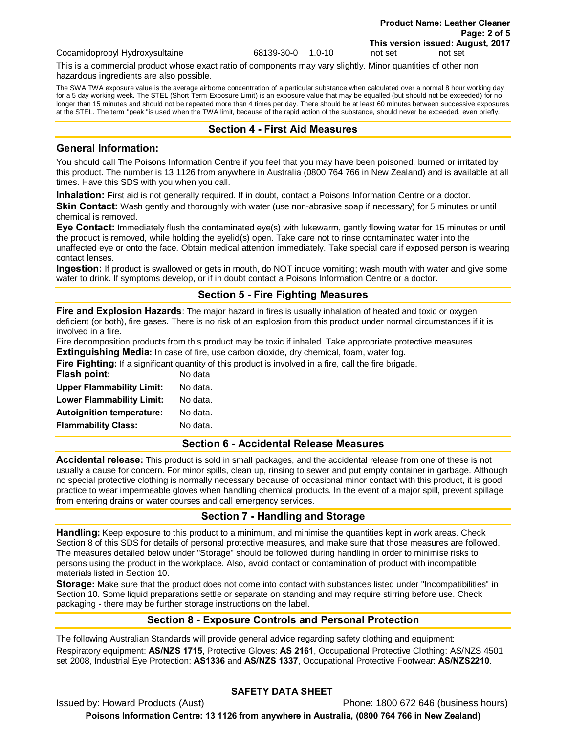| Cocamidopropyl Hydroxysultaine | 68139-30-0 | 1.0-10 | not set | not set |
|---|---|---|---|---|

This is a commercial product whose exact ratio of components may vary slightly. Minor quantities of other non hazardous ingredients are also possible.

The SWA TWA exposure value is the average airborne concentration of a particular substance when calculated over a normal 8 hour working day for a 5 day working week. The STEL (Short Term Exposure Limit) is an exposure value that may be equalled (but should not be exceeded) for no longer than 15 minutes and should not be repeated more than 4 times per day. There should be at least 60 minutes between successive exposures at the STEL. The term "peak "is used when the TWA limit, because of the rapid action of the substance, should never be exceeded, even briefly.

## Section 4 - First Aid Measures

### General Information:

You should call The Poisons Information Centre if you feel that you may have been poisoned, burned or irritated by this product. The number is 13 1126 from anywhere in Australia (0800 764 766 in New Zealand) and is available at all times. Have this SDS with you when you call.

**Inhalation:** First aid is not generally required. If in doubt, contact a Poisons Information Centre or a doctor.

**Skin Contact:** Wash gently and thoroughly with water (use non-abrasive soap if necessary) for 5 minutes or until chemical is removed.

**Eye Contact:** Immediately flush the contaminated eye(s) with lukewarm, gently flowing water for 15 minutes or until the product is removed, while holding the eyelid(s) open. Take care not to rinse contaminated water into the unaffected eye or onto the face. Obtain medical attention immediately. Take special care if exposed person is wearing contact lenses.

**Ingestion:** If product is swallowed or gets in mouth, do NOT induce vomiting; wash mouth with water and give some water to drink. If symptoms develop, or if in doubt contact a Poisons Information Centre or a doctor.

## Section 5 - Fire Fighting Measures

**Fire and Explosion Hazards**: The major hazard in fires is usually inhalation of heated and toxic or oxygen deficient (or both), fire gases. There is no risk of an explosion from this product under normal circumstances if it is involved in a fire.

Fire decomposition products from this product may be toxic if inhaled. Take appropriate protective measures.

**Extinguishing Media:** In case of fire, use carbon dioxide, dry chemical, foam, water fog.

**Fire Fighting:** If a significant quantity of this product is involved in a fire, call the fire brigade.

| | |
|---|---|
| **Flash point:** | No data |
| **Upper Flammability Limit:** | No data. |
| **Lower Flammability Limit:** | No data. |
| **Autoignition temperature:** | No data. |
| **Flammability Class:** | No data. |

## Section 6 - Accidental Release Measures

**Accidental release:** This product is sold in small packages, and the accidental release from one of these is not usually a cause for concern. For minor spills, clean up, rinsing to sewer and put empty container in garbage. Although no special protective clothing is normally necessary because of occasional minor contact with this product, it is good practice to wear impermeable gloves when handling chemical products. In the event of a major spill, prevent spillage from entering drains or water courses and call emergency services.

## Section 7 - Handling and Storage

**Handling:** Keep exposure to this product to a minimum, and minimise the quantities kept in work areas. Check Section 8 of this SDS for details of personal protective measures, and make sure that those measures are followed. The measures detailed below under "Storage" should be followed during handling in order to minimise risks to persons using the product in the workplace. Also, avoid contact or contamination of product with incompatible materials listed in Section 10.

**Storage:** Make sure that the product does not come into contact with substances listed under "Incompatibilities" in Section 10. Some liquid preparations settle or separate on standing and may require stirring before use. Check packaging - there may be further storage instructions on the label.

## Section 8 - Exposure Controls and Personal Protection

The following Australian Standards will provide general advice regarding safety clothing and equipment:

Respiratory equipment: **AS/NZS 1715**, Protective Gloves: **AS 2161**, Occupational Protective Clothing: AS/NZS 4501 set 2008, Industrial Eye Protection: **AS1336** and **AS/NZS 1337**, Occupational Protective Footwear: **AS/NZS2210**.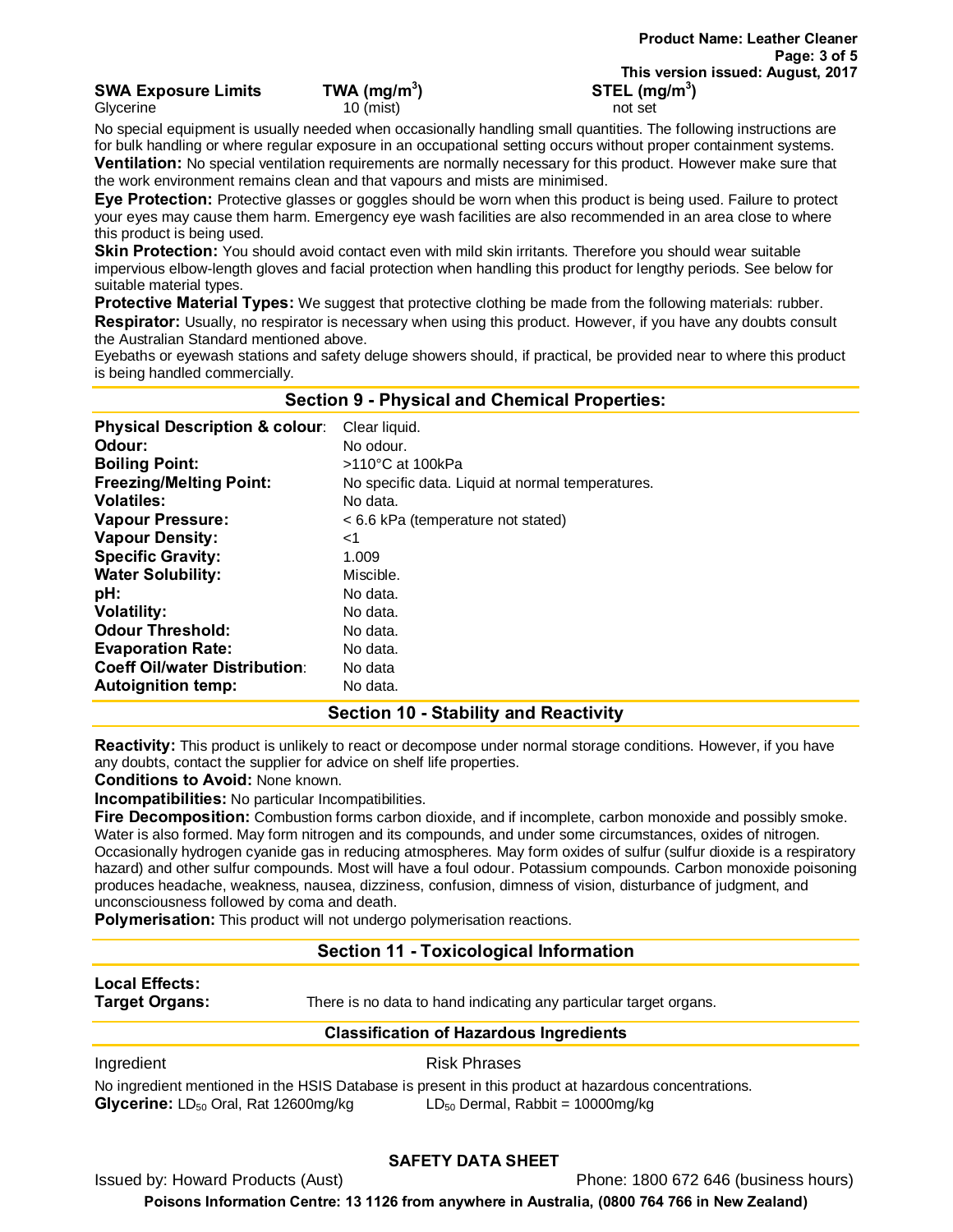| SWA Exposure Limits | TWA ($mg/m^3$) | STEL ($mg/m^3$) |
|---|---|---|
| Glycerine | 10 (mist) | not set |

No special equipment is usually needed when occasionally handling small quantities. The following instructions are for bulk handling or where regular exposure in an occupational setting occurs without proper containment systems.

**Ventilation:** No special ventilation requirements are normally necessary for this product. However make sure that the work environment remains clean and that vapours and mists are minimised.

**Eye Protection:** Protective glasses or goggles should be worn when this product is being used. Failure to protect your eyes may cause them harm. Emergency eye wash facilities are also recommended in an area close to where this product is being used.

**Skin Protection:** You should avoid contact even with mild skin irritants. Therefore you should wear suitable impervious elbow-length gloves and facial protection when handling this product for lengthy periods. See below for suitable material types.

**Protective Material Types:** We suggest that protective clothing be made from the following materials: rubber.

**Respirator:** Usually, no respirator is necessary when using this product. However, if you have any doubts consult the Australian Standard mentioned above.

Eyebaths or eyewash stations and safety deluge showers should, if practical, be provided near to where this product is being handled commercially.

## Section 9 - Physical and Chemical Properties:

| | |
|---|---|
| **Physical Description & colour**: | Clear liquid. |
| **Odour:** | No odour. |
| **Boiling Point:** | >110°C at 100kPa |
| **Freezing/Melting Point:** | No specific data. Liquid at normal temperatures. |
| **Volatiles:** | No data. |
| **Vapour Pressure:** | < 6.6 kPa (temperature not stated) |
| **Vapour Density:** | <1 |
| **Specific Gravity:** | 1.009 |
| **Water Solubility:** | Miscible. |
| **pH:** | No data. |
| **Volatility:** | No data. |
| **Odour Threshold:** | No data. |
| **Evaporation Rate:** | No data. |
| **Coeff Oil/water Distribution**: | No data |
| **Autoignition temp:** | No data. |

## Section 10 - Stability and Reactivity

**Reactivity:** This product is unlikely to react or decompose under normal storage conditions. However, if you have any doubts, contact the supplier for advice on shelf life properties.

**Conditions to Avoid:** None known.

**Incompatibilities:** No particular Incompatibilities.

**Fire Decomposition:** Combustion forms carbon dioxide, and if incomplete, carbon monoxide and possibly smoke. Water is also formed. May form nitrogen and its compounds, and under some circumstances, oxides of nitrogen. Occasionally hydrogen cyanide gas in reducing atmospheres. May form oxides of sulfur (sulfur dioxide is a respiratory hazard) and other sulfur compounds. Most will have a foul odour. Potassium compounds. Carbon monoxide poisoning produces headache, weakness, nausea, dizziness, confusion, dimness of vision, disturbance of judgment, and unconsciousness followed by coma and death.

**Polymerisation:** This product will not undergo polymerisation reactions.

## Section 11 - Toxicological Information

**Local Effects:**

**Target Organs:** There is no data to hand indicating any particular target organs.

### Classification of Hazardous Ingredients

| Ingredient | Risk Phrases |
|---|---|

No ingredient mentioned in the HSIS Database is present in this product at hazardous concentrations.

**Glycerine:** $LD_{50}$ Oral, Rat 12600mg/kg $LD_{50}$ Dermal, Rabbit = 10000mg/kg

**SAFETY DATA SHEET**

Issued by: Howard Products (Aust) Phone: 1800 672 646 (business hours)

**Poisons Information Centre: 13 1126 from anywhere in Australia, (0800 764 766 in New Zealand)**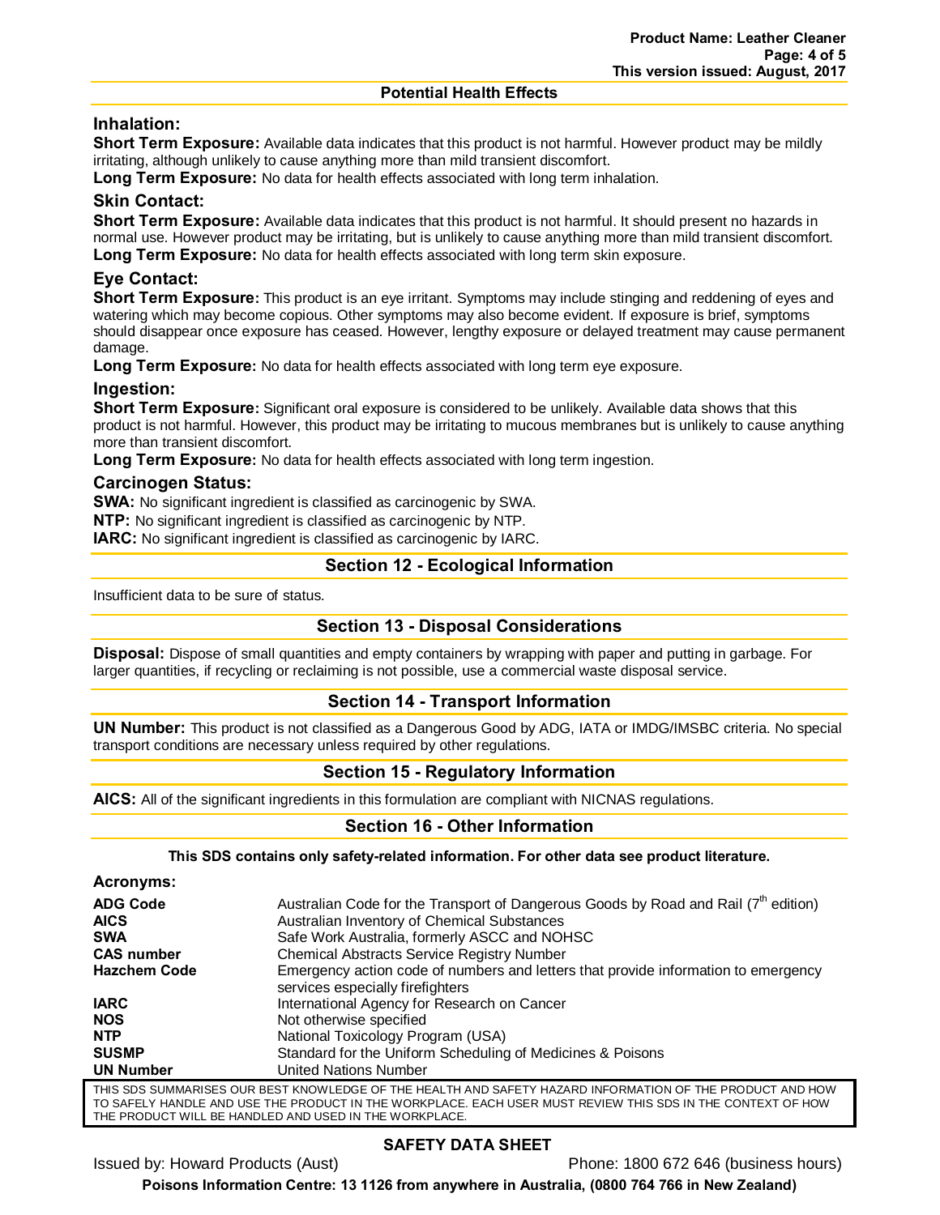### Potential Health Effects

### Inhalation:

**Short Term Exposure:** Available data indicates that this product is not harmful. However product may be mildly irritating, although unlikely to cause anything more than mild transient discomfort.

**Long Term Exposure:** No data for health effects associated with long term inhalation.

### Skin Contact:

**Short Term Exposure:** Available data indicates that this product is not harmful. It should present no hazards in normal use. However product may be irritating, but is unlikely to cause anything more than mild transient discomfort.

**Long Term Exposure:** No data for health effects associated with long term skin exposure.

### Eye Contact:

**Short Term Exposure:** This product is an eye irritant. Symptoms may include stinging and reddening of eyes and watering which may become copious. Other symptoms may also become evident. If exposure is brief, symptoms should disappear once exposure has ceased. However, lengthy exposure or delayed treatment may cause permanent damage.

**Long Term Exposure:** No data for health effects associated with long term eye exposure.

### Ingestion:

**Short Term Exposure:** Significant oral exposure is considered to be unlikely. Available data shows that this product is not harmful. However, this product may be irritating to mucous membranes but is unlikely to cause anything more than transient discomfort.

**Long Term Exposure:** No data for health effects associated with long term ingestion.

### Carcinogen Status:

**SWA:** No significant ingredient is classified as carcinogenic by SWA.

**NTP:** No significant ingredient is classified as carcinogenic by NTP.

**IARC:** No significant ingredient is classified as carcinogenic by IARC.

## Section 12 - Ecological Information

Insufficient data to be sure of status.

## Section 13 - Disposal Considerations

**Disposal:** Dispose of small quantities and empty containers by wrapping with paper and putting in garbage. For larger quantities, if recycling or reclaiming is not possible, use a commercial waste disposal service.

## Section 14 - Transport Information

**UN Number:** This product is not classified as a Dangerous Good by ADG, IATA or IMDG/IMSBC criteria. No special transport conditions are necessary unless required by other regulations.

## Section 15 - Regulatory Information

**AICS:** All of the significant ingredients in this formulation are compliant with NICNAS regulations.

## Section 16 - Other Information

**This SDS contains only safety-related information. For other data see product literature.**

### Acronyms:

| | |
|---|---|
| **ADG Code** | Australian Code for the Transport of Dangerous Goods by Road and Rail (7th edition) |
| **AICS** | Australian Inventory of Chemical Substances |
| **SWA** | Safe Work Australia, formerly ASCC and NOHSC |
| **CAS number** | Chemical Abstracts Service Registry Number |
| **Hazchem Code** | Emergency action code of numbers and letters that provide information to emergency services especially firefighters |
| **IARC** | International Agency for Research on Cancer |
| **NOS** | Not otherwise specified |
| **NTP** | National Toxicology Program (USA) |
| **SUSMP** | Standard for the Uniform Scheduling of Medicines & Poisons |
| **UN Number** | United Nations Number |

THIS SDS SUMMARISES OUR BEST KNOWLEDGE OF THE HEALTH AND SAFETY HAZARD INFORMATION OF THE PRODUCT AND HOW TO SAFELY HANDLE AND USE THE PRODUCT IN THE WORKPLACE. EACH USER MUST REVIEW THIS SDS IN THE CONTEXT OF HOW THE PRODUCT WILL BE HANDLED AND USED IN THE WORKPLACE.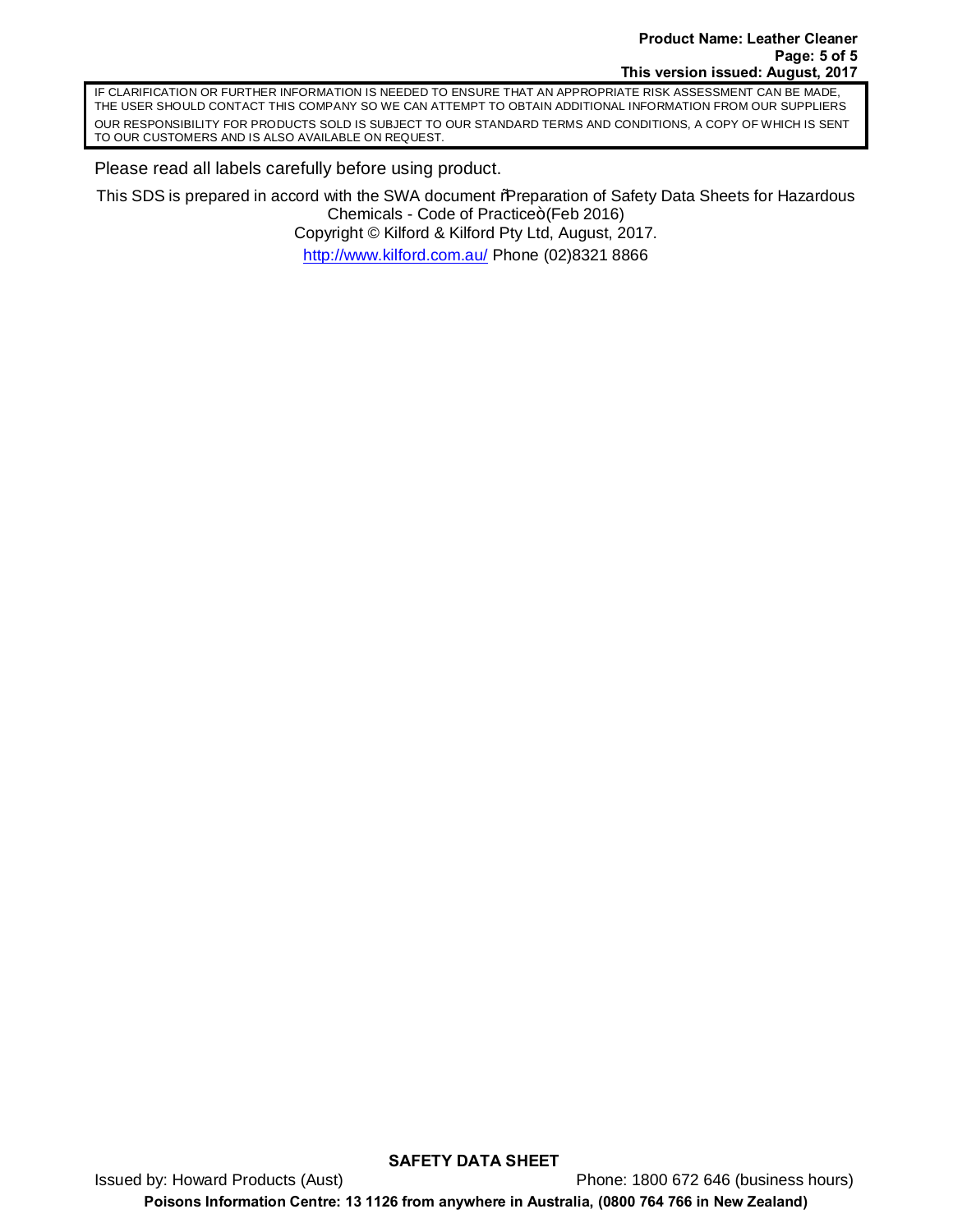IF CLARIFICATION OR FURTHER INFORMATION IS NEEDED TO ENSURE THAT AN APPROPRIATE RISK ASSESSMENT CAN BE MADE, THE USER SHOULD CONTACT THIS COMPANY SO WE CAN ATTEMPT TO OBTAIN ADDITIONAL INFORMATION FROM OUR SUPPLIERS

OUR RESPONSIBILITY FOR PRODUCTS SOLD IS SUBJECT TO OUR STANDARD TERMS AND CONDITIONS, A COPY OF WHICH IS SENT TO OUR CUSTOMERS AND IS ALSO AVAILABLE ON REQUEST.

Please read all labels carefully before using product.

This SDS is prepared in accord with the SWA document "Preparation of Safety Data Sheets for Hazardous Chemicals - Code of Practice" (Feb 2016)

Copyright © Kilford & Kilford Pty Ltd, August, 2017.

http://www.kilford.com.au/ Phone (02)8321 8866